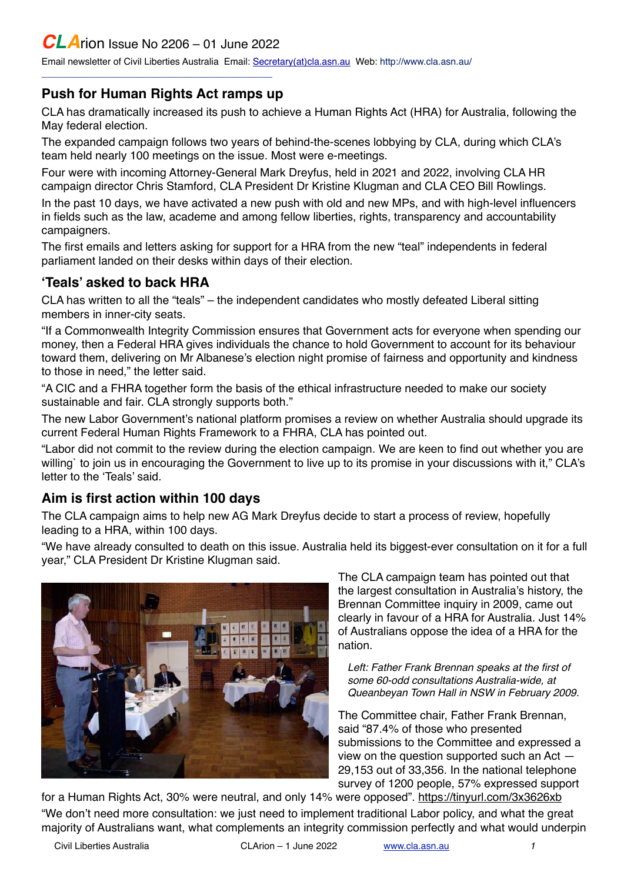# CLArion Issue No 2206 – 01 June 2022

Email newsletter of Civil Liberties Australia Email: Secretary(at)cla.asn.au Web: http://www.cla.asn.au/

## Push for Human Rights Act ramps up

CLA has dramatically increased its push to achieve a Human Rights Act (HRA) for Australia, following the May federal election.

The expanded campaign follows two years of behind-the-scenes lobbying by CLA, during which CLA's team held nearly 100 meetings on the issue. Most were e-meetings.

Four were with incoming Attorney-General Mark Dreyfus, held in 2021 and 2022, involving CLA HR campaign director Chris Stamford, CLA President Dr Kristine Klugman and CLA CEO Bill Rowlings.

In the past 10 days, we have activated a new push with old and new MPs, and with high-level influencers in fields such as the law, academe and among fellow liberties, rights, transparency and accountability campaigners.

The first emails and letters asking for support for a HRA from the new "teal" independents in federal parliament landed on their desks within days of their election.

## 'Teals' asked to back HRA

CLA has written to all the "teals" – the independent candidates who mostly defeated Liberal sitting members in inner-city seats.

"If a Commonwealth Integrity Commission ensures that Government acts for everyone when spending our money, then a Federal HRA gives individuals the chance to hold Government to account for its behaviour toward them, delivering on Mr Albanese's election night promise of fairness and opportunity and kindness to those in need," the letter said.

"A CIC and a FHRA together form the basis of the ethical infrastructure needed to make our society sustainable and fair. CLA strongly supports both."

The new Labor Government's national platform promises a review on whether Australia should upgrade its current Federal Human Rights Framework to a FHRA, CLA has pointed out.

"Labor did not commit to the review during the election campaign. We are keen to find out whether you are willing` to join us in encouraging the Government to live up to its promise in your discussions with it," CLA's letter to the 'Teals' said.

## Aim is first action within 100 days

The CLA campaign aims to help new AG Mark Dreyfus decide to start a process of review, hopefully leading to a HRA, within 100 days.

"We have already consulted to death on this issue. Australia held its biggest-ever consultation on it for a full year," CLA President Dr Kristine Klugman said.

The CLA campaign team has pointed out that the largest consultation in Australia's history, the Brennan Committee inquiry in 2009, came out clearly in favour of a HRA for Australia. Just 14% of Australians oppose the idea of a HRA for the nation.

*Left: Father Frank Brennan speaks at the first of some 60-odd consultations Australia-wide, at Queanbeyan Town Hall in NSW in February 2009.*

The Committee chair, Father Frank Brennan, said "87.4% of those who presented submissions to the Committee and expressed a view on the question supported such an Act — 29,153 out of 33,356. In the national telephone survey of 1200 people, 57% expressed support for a Human Rights Act, 30% were neutral, and only 14% were opposed". https://tinyurl.com/3x3626xb

"We don't need more consultation: we just need to implement traditional Labor policy, and what the great majority of Australians want, what complements an integrity commission perfectly and what would underpin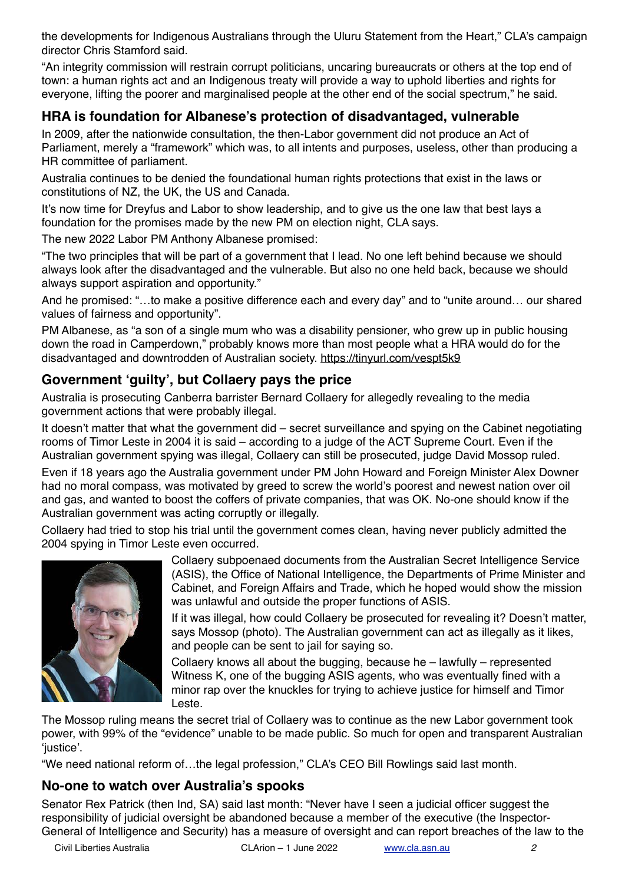the developments for Indigenous Australians through the Uluru Statement from the Heart," CLA's campaign director Chris Stamford said.

"An integrity commission will restrain corrupt politicians, uncaring bureaucrats or others at the top end of town: a human rights act and an Indigenous treaty will provide a way to uphold liberties and rights for everyone, lifting the poorer and marginalised people at the other end of the social spectrum," he said.

## HRA is foundation for Albanese's protection of disadvantaged, vulnerable

In 2009, after the nationwide consultation, the then-Labor government did not produce an Act of Parliament, merely a "framework" which was, to all intents and purposes, useless, other than producing a HR committee of parliament.

Australia continues to be denied the foundational human rights protections that exist in the laws or constitutions of NZ, the UK, the US and Canada.

It's now time for Dreyfus and Labor to show leadership, and to give us the one law that best lays a foundation for the promises made by the new PM on election night, CLA says.

The new 2022 Labor PM Anthony Albanese promised:

"The two principles that will be part of a government that I lead. No one left behind because we should always look after the disadvantaged and the vulnerable. But also no one held back, because we should always support aspiration and opportunity."

And he promised: "…to make a positive difference each and every day" and to "unite around… our shared values of fairness and opportunity".

PM Albanese, as "a son of a single mum who was a disability pensioner, who grew up in public housing down the road in Camperdown," probably knows more than most people what a HRA would do for the disadvantaged and downtrodden of Australian society. https://tinyurl.com/vespt5k9

## Government 'guilty', but Collaery pays the price

Australia is prosecuting Canberra barrister Bernard Collaery for allegedly revealing to the media government actions that were probably illegal.

It doesn't matter that what the government did – secret surveillance and spying on the Cabinet negotiating rooms of Timor Leste in 2004 it is said – according to a judge of the ACT Supreme Court. Even if the Australian government spying was illegal, Collaery can still be prosecuted, judge David Mossop ruled.

Even if 18 years ago the Australia government under PM John Howard and Foreign Minister Alex Downer had no moral compass, was motivated by greed to screw the world's poorest and newest nation over oil and gas, and wanted to boost the coffers of private companies, that was OK. No-one should know if the Australian government was acting corruptly or illegally.

Collaery had tried to stop his trial until the government comes clean, having never publicly admitted the 2004 spying in Timor Leste even occurred.

Collaery subpoenaed documents from the Australian Secret Intelligence Service (ASIS), the Office of National Intelligence, the Departments of Prime Minister and Cabinet, and Foreign Affairs and Trade, which he hoped would show the mission was unlawful and outside the proper functions of ASIS.

If it was illegal, how could Collaery be prosecuted for revealing it? Doesn't matter, says Mossop (photo). The Australian government can act as illegally as it likes, and people can be sent to jail for saying so.

Collaery knows all about the bugging, because he – lawfully – represented Witness K, one of the bugging ASIS agents, who was eventually fined with a minor rap over the knuckles for trying to achieve justice for himself and Timor Leste.

The Mossop ruling means the secret trial of Collaery was to continue as the new Labor government took power, with 99% of the "evidence" unable to be made public. So much for open and transparent Australian 'justice'.

"We need national reform of…the legal profession," CLA's CEO Bill Rowlings said last month.

## No-one to watch over Australia's spooks

Senator Rex Patrick (then Ind, SA) said last month: "Never have I seen a judicial officer suggest the responsibility of judicial oversight be abandoned because a member of the executive (the Inspector-General of Intelligence and Security) has a measure of oversight and can report breaches of the law to the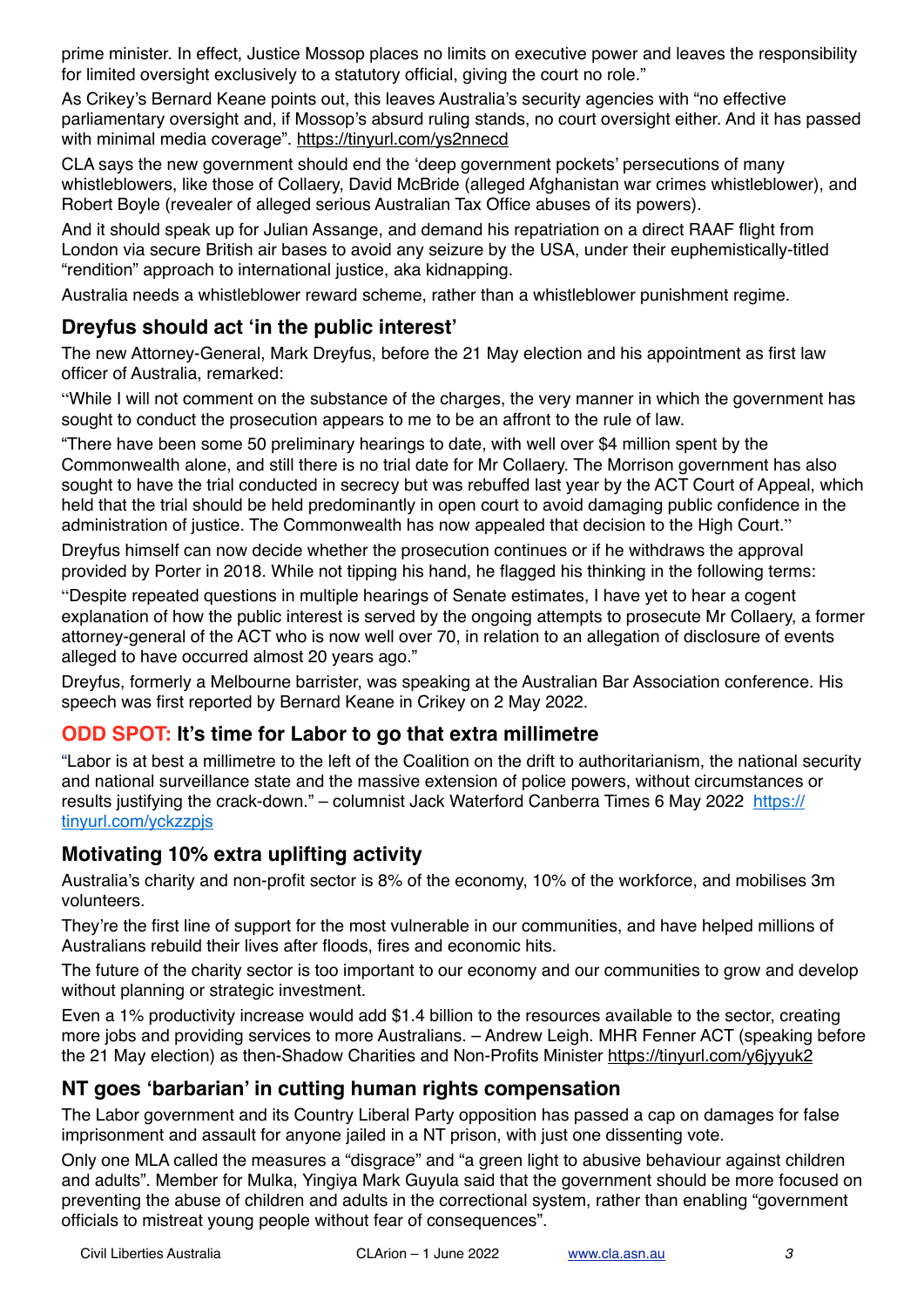prime minister. In effect, Justice Mossop places no limits on executive power and leaves the responsibility for limited oversight exclusively to a statutory official, giving the court no role."

As Crikey's Bernard Keane points out, this leaves Australia's security agencies with "no effective parliamentary oversight and, if Mossop's absurd ruling stands, no court oversight either. And it has passed with minimal media coverage". https://tinyurl.com/ys2nnecd

CLA says the new government should end the 'deep government pockets' persecutions of many whistleblowers, like those of Collaery, David McBride (alleged Afghanistan war crimes whistleblower), and Robert Boyle (revealer of alleged serious Australian Tax Office abuses of its powers).

And it should speak up for Julian Assange, and demand his repatriation on a direct RAAF flight from London via secure British air bases to avoid any seizure by the USA, under their euphemistically-titled "rendition" approach to international justice, aka kidnapping.

Australia needs a whistleblower reward scheme, rather than a whistleblower punishment regime.

## Dreyfus should act 'in the public interest'

The new Attorney-General, Mark Dreyfus, before the 21 May election and his appointment as first law officer of Australia, remarked:

"While I will not comment on the substance of the charges, the very manner in which the government has sought to conduct the prosecution appears to me to be an affront to the rule of law.

"There have been some 50 preliminary hearings to date, with well over $4 million spent by the Commonwealth alone, and still there is no trial date for Mr Collaery. The Morrison government has also sought to have the trial conducted in secrecy but was rebuffed last year by the ACT Court of Appeal, which held that the trial should be held predominantly in open court to avoid damaging public confidence in the administration of justice. The Commonwealth has now appealed that decision to the High Court."

Dreyfus himself can now decide whether the prosecution continues or if he withdraws the approval provided by Porter in 2018. While not tipping his hand, he flagged his thinking in the following terms:

"Despite repeated questions in multiple hearings of Senate estimates, I have yet to hear a cogent explanation of how the public interest is served by the ongoing attempts to prosecute Mr Collaery, a former attorney-general of the ACT who is now well over 70, in relation to an allegation of disclosure of events alleged to have occurred almost 20 years ago."

Dreyfus, formerly a Melbourne barrister, was speaking at the Australian Bar Association conference. His speech was first reported by Bernard Keane in Crikey on 2 May 2022.

## ODD SPOT: It's time for Labor to go that extra millimetre

"Labor is at best a millimetre to the left of the Coalition on the drift to authoritarianism, the national security and the national surveillance state and the massive extension of police powers, without circumstances or results justifying the crack-down." – columnist Jack Waterford Canberra Times 6 May 2022 https://tinyurl.com/yckzzpjs

## Motivating 10% extra uplifting activity

Australia's charity and non-profit sector is 8% of the economy, 10% of the workforce, and mobilises 3m volunteers.

They're the first line of support for the most vulnerable in our communities, and have helped millions of Australians rebuild their lives after floods, fires and economic hits.

The future of the charity sector is too important to our economy and our communities to grow and develop without planning or strategic investment.

Even a 1% productivity increase would add $1.4 billion to the resources available to the sector, creating more jobs and providing services to more Australians. – Andrew Leigh. MHR Fenner ACT (speaking before the 21 May election) as then-Shadow Charities and Non-Profits Minister https://tinyurl.com/y6jyyuk2

## NT goes 'barbarian' in cutting human rights compensation

The Labor government and its Country Liberal Party opposition has passed a cap on damages for false imprisonment and assault for anyone jailed in a NT prison, with just one dissenting vote.

Only one MLA called the measures a "disgrace" and "a green light to abusive behaviour against children and adults". Member for Mulka, Yingiya Mark Guyula said that the government should be more focused on preventing the abuse of children and adults in the correctional system, rather than enabling "government officials to mistreat young people without fear of consequences".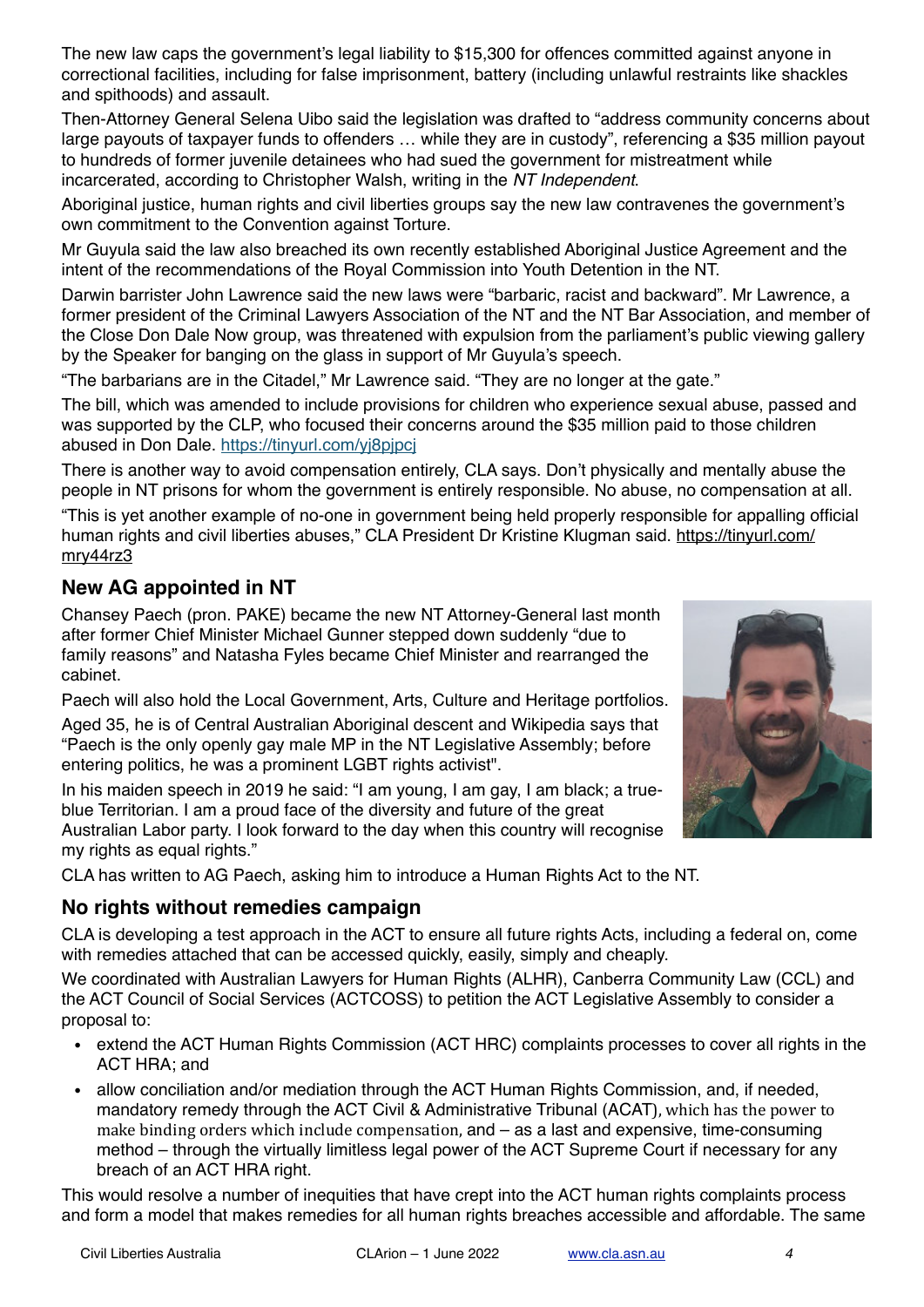The new law caps the government's legal liability to $15,300 for offences committed against anyone in correctional facilities, including for false imprisonment, battery (including unlawful restraints like shackles and spithoods) and assault.

Then-Attorney General Selena Uibo said the legislation was drafted to "address community concerns about large payouts of taxpayer funds to offenders … while they are in custody", referencing a $35 million payout to hundreds of former juvenile detainees who had sued the government for mistreatment while incarcerated, according to Christopher Walsh, writing in the *NT Independent*.

Aboriginal justice, human rights and civil liberties groups say the new law contravenes the government's own commitment to the Convention against Torture.

Mr Guyula said the law also breached its own recently established Aboriginal Justice Agreement and the intent of the recommendations of the Royal Commission into Youth Detention in the NT.

Darwin barrister John Lawrence said the new laws were "barbaric, racist and backward". Mr Lawrence, a former president of the Criminal Lawyers Association of the NT and the NT Bar Association, and member of the Close Don Dale Now group, was threatened with expulsion from the parliament's public viewing gallery by the Speaker for banging on the glass in support of Mr Guyula's speech.

"The barbarians are in the Citadel," Mr Lawrence said. "They are no longer at the gate."

The bill, which was amended to include provisions for children who experience sexual abuse, passed and was supported by the CLP, who focused their concerns around the $35 million paid to those children abused in Don Dale. https://tinyurl.com/yj8pjpcj

There is another way to avoid compensation entirely, CLA says. Don't physically and mentally abuse the people in NT prisons for whom the government is entirely responsible. No abuse, no compensation at all.

"This is yet another example of no-one in government being held properly responsible for appalling official human rights and civil liberties abuses," CLA President Dr Kristine Klugman said. https://tinyurl.com/mry44rz3

## New AG appointed in NT

Chansey Paech (pron. PAKE) became the new NT Attorney-General last month after former Chief Minister Michael Gunner stepped down suddenly "due to family reasons" and Natasha Fyles became Chief Minister and rearranged the cabinet.

Paech will also hold the Local Government, Arts, Culture and Heritage portfolios.

Aged 35, he is of Central Australian Aboriginal descent and Wikipedia says that "Paech is the only openly gay male MP in the NT Legislative Assembly; before entering politics, he was a prominent LGBT rights activist".

In his maiden speech in 2019 he said: "I am young, I am gay, I am black; a true-blue Territorian. I am a proud face of the diversity and future of the great Australian Labor party. I look forward to the day when this country will recognise my rights as equal rights."

CLA has written to AG Paech, asking him to introduce a Human Rights Act to the NT.

## No rights without remedies campaign

CLA is developing a test approach in the ACT to ensure all future rights Acts, including a federal on, come with remedies attached that can be accessed quickly, easily, simply and cheaply.

We coordinated with Australian Lawyers for Human Rights (ALHR), Canberra Community Law (CCL) and the ACT Council of Social Services (ACTCOSS) to petition the ACT Legislative Assembly to consider a proposal to:

- extend the ACT Human Rights Commission (ACT HRC) complaints processes to cover all rights in the ACT HRA; and
- allow conciliation and/or mediation through the ACT Human Rights Commission, and, if needed, mandatory remedy through the ACT Civil & Administrative Tribunal (ACAT), which has the power to make binding orders which include compensation, and – as a last and expensive, time-consuming method – through the virtually limitless legal power of the ACT Supreme Court if necessary for any breach of an ACT HRA right.

This would resolve a number of inequities that have crept into the ACT human rights complaints process and form a model that makes remedies for all human rights breaches accessible and affordable. The same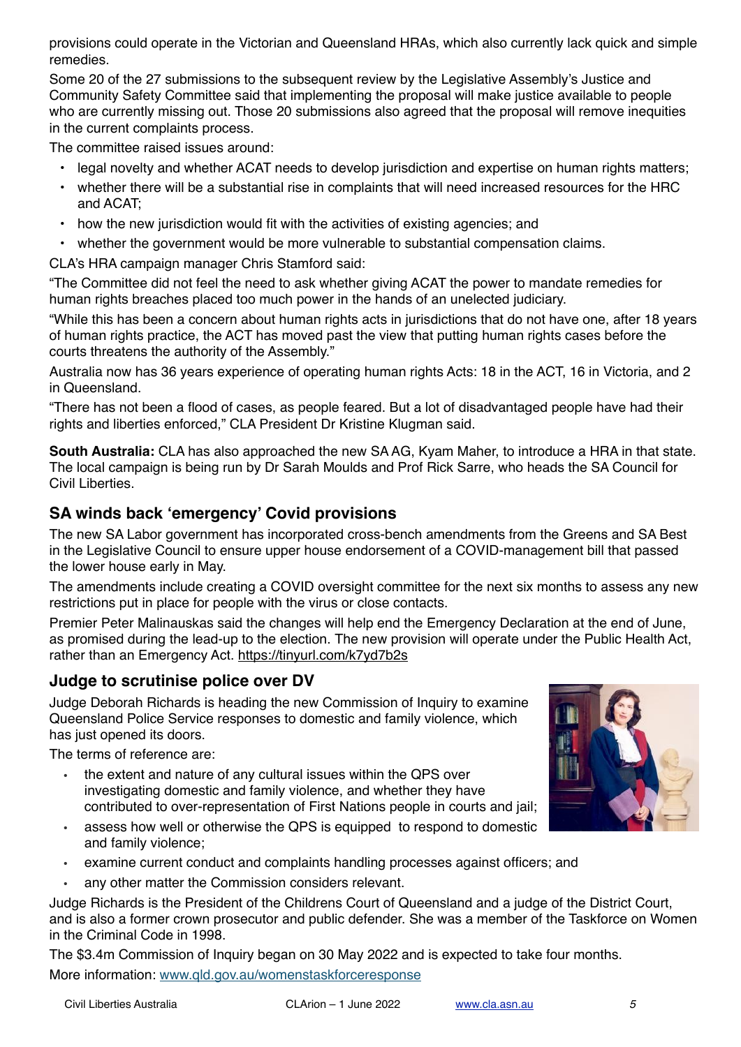provisions could operate in the Victorian and Queensland HRAs, which also currently lack quick and simple remedies.

Some 20 of the 27 submissions to the subsequent review by the Legislative Assembly's Justice and Community Safety Committee said that implementing the proposal will make justice available to people who are currently missing out. Those 20 submissions also agreed that the proposal will remove inequities in the current complaints process.

The committee raised issues around:

- legal novelty and whether ACAT needs to develop jurisdiction and expertise on human rights matters;
- whether there will be a substantial rise in complaints that will need increased resources for the HRC and ACAT;
- how the new jurisdiction would fit with the activities of existing agencies; and
- whether the government would be more vulnerable to substantial compensation claims.

CLA's HRA campaign manager Chris Stamford said:

"The Committee did not feel the need to ask whether giving ACAT the power to mandate remedies for human rights breaches placed too much power in the hands of an unelected judiciary.

"While this has been a concern about human rights acts in jurisdictions that do not have one, after 18 years of human rights practice, the ACT has moved past the view that putting human rights cases before the courts threatens the authority of the Assembly."

Australia now has 36 years experience of operating human rights Acts: 18 in the ACT, 16 in Victoria, and 2 in Queensland.

"There has not been a flood of cases, as people feared. But a lot of disadvantaged people have had their rights and liberties enforced," CLA President Dr Kristine Klugman said.

**South Australia:** CLA has also approached the new SA AG, Kyam Maher, to introduce a HRA in that state. The local campaign is being run by Dr Sarah Moulds and Prof Rick Sarre, who heads the SA Council for Civil Liberties.

## SA winds back 'emergency' Covid provisions

The new SA Labor government has incorporated cross-bench amendments from the Greens and SA Best in the Legislative Council to ensure upper house endorsement of a COVID-management bill that passed the lower house early in May.

The amendments include creating a COVID oversight committee for the next six months to assess any new restrictions put in place for people with the virus or close contacts.

Premier Peter Malinauskas said the changes will help end the Emergency Declaration at the end of June, as promised during the lead-up to the election. The new provision will operate under the Public Health Act, rather than an Emergency Act. https://tinyurl.com/k7yd7b2s

## Judge to scrutinise police over DV

Judge Deborah Richards is heading the new Commission of Inquiry to examine Queensland Police Service responses to domestic and family violence, which has just opened its doors.

The terms of reference are:

- the extent and nature of any cultural issues within the QPS over investigating domestic and family violence, and whether they have contributed to over-representation of First Nations people in courts and jail;
- assess how well or otherwise the QPS is equipped to respond to domestic and family violence;
- examine current conduct and complaints handling processes against officers; and
- any other matter the Commission considers relevant.

Judge Richards is the President of the Childrens Court of Queensland and a judge of the District Court, and is also a former crown prosecutor and public defender. She was a member of the Taskforce on Women in the Criminal Code in 1998.

The $3.4m Commission of Inquiry began on 30 May 2022 and is expected to take four months.

More information: www.qld.gov.au/womenstaskforceresponse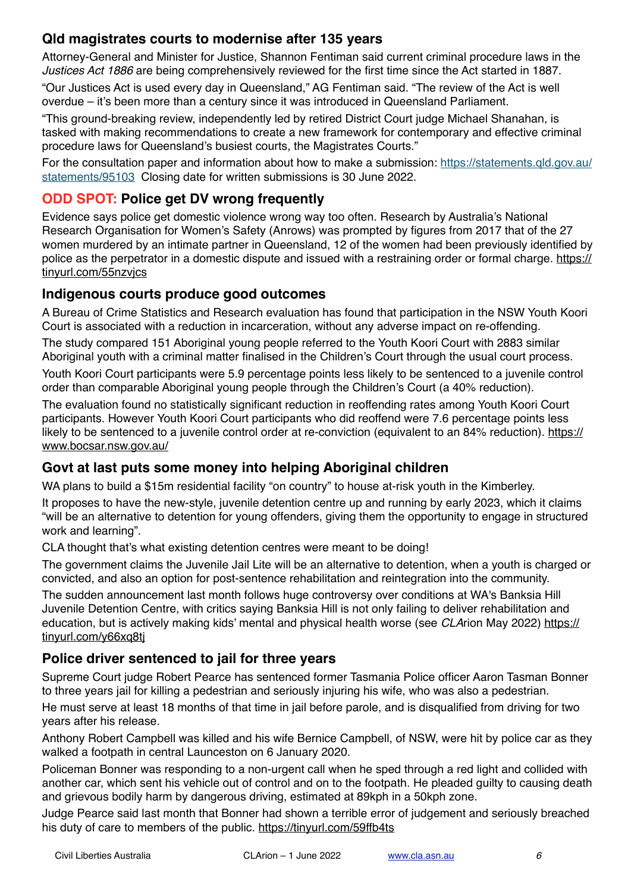## Qld magistrates courts to modernise after 135 years

Attorney-General and Minister for Justice, Shannon Fentiman said current criminal procedure laws in the *Justices Act 1886* are being comprehensively reviewed for the first time since the Act started in 1887.

"Our Justices Act is used every day in Queensland," AG Fentiman said. "The review of the Act is well overdue – it's been more than a century since it was introduced in Queensland Parliament.

"This ground-breaking review, independently led by retired District Court judge Michael Shanahan, is tasked with making recommendations to create a new framework for contemporary and effective criminal procedure laws for Queensland's busiest courts, the Magistrates Courts."

For the consultation paper and information about how to make a submission: https://statements.qld.gov.au/statements/95103 Closing date for written submissions is 30 June 2022.

## ODD SPOT: Police get DV wrong frequently

Evidence says police get domestic violence wrong way too often. Research by Australia's National Research Organisation for Women's Safety (Anrows) was prompted by figures from 2017 that of the 27 women murdered by an intimate partner in Queensland, 12 of the women had been previously identified by police as the perpetrator in a domestic dispute and issued with a restraining order or formal charge. https://tinyurl.com/55nzvjcs

## Indigenous courts produce good outcomes

A Bureau of Crime Statistics and Research evaluation has found that participation in the NSW Youth Koori Court is associated with a reduction in incarceration, without any adverse impact on re-offending.

The study compared 151 Aboriginal young people referred to the Youth Koori Court with 2883 similar Aboriginal youth with a criminal matter finalised in the Children's Court through the usual court process.

Youth Koori Court participants were 5.9 percentage points less likely to be sentenced to a juvenile control order than comparable Aboriginal young people through the Children's Court (a 40% reduction).

The evaluation found no statistically significant reduction in reoffending rates among Youth Koori Court participants. However Youth Koori Court participants who did reoffend were 7.6 percentage points less likely to be sentenced to a juvenile control order at re-conviction (equivalent to an 84% reduction). https://www.bocsar.nsw.gov.au/

## Govt at last puts some money into helping Aboriginal children

WA plans to build a $15m residential facility "on country" to house at-risk youth in the Kimberley.

It proposes to have the new-style, juvenile detention centre up and running by early 2023, which it claims "will be an alternative to detention for young offenders, giving them the opportunity to engage in structured work and learning".

CLA thought that's what existing detention centres were meant to be doing!

The government claims the Juvenile Jail Lite will be an alternative to detention, when a youth is charged or convicted, and also an option for post-sentence rehabilitation and reintegration into the community.

The sudden announcement last month follows huge controversy over conditions at WA's Banksia Hill Juvenile Detention Centre, with critics saying Banksia Hill is not only failing to deliver rehabilitation and education, but is actively making kids' mental and physical health worse (see *CLA*rion May 2022) https://tinyurl.com/y66xq8tj

## Police driver sentenced to jail for three years

Supreme Court judge Robert Pearce has sentenced former Tasmania Police officer Aaron Tasman Bonner to three years jail for killing a pedestrian and seriously injuring his wife, who was also a pedestrian.

He must serve at least 18 months of that time in jail before parole, and is disqualified from driving for two years after his release.

Anthony Robert Campbell was killed and his wife Bernice Campbell, of NSW, were hit by police car as they walked a footpath in central Launceston on 6 January 2020.

Policeman Bonner was responding to a non-urgent call when he sped through a red light and collided with another car, which sent his vehicle out of control and on to the footpath. He pleaded guilty to causing death and grievous bodily harm by dangerous driving, estimated at 89kph in a 50kph zone.

Judge Pearce said last month that Bonner had shown a terrible error of judgement and seriously breached his duty of care to members of the public. https://tinyurl.com/59ffb4ts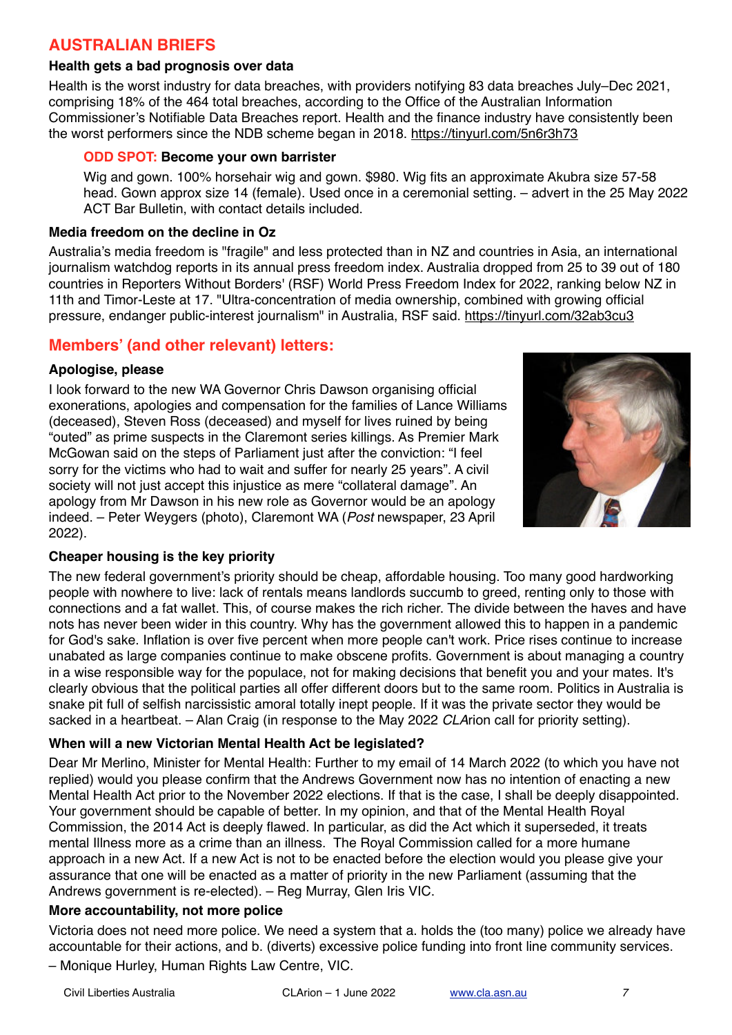## AUSTRALIAN BRIEFS

### Health gets a bad prognosis over data

Health is the worst industry for data breaches, with providers notifying 83 data breaches July–Dec 2021, comprising 18% of the 464 total breaches, according to the Office of the Australian Information Commissioner's Notifiable Data Breaches report. Health and the finance industry have consistently been the worst performers since the NDB scheme began in 2018. https://tinyurl.com/5n6r3h73

> **ODD SPOT: Become your own barrister**
>
> Wig and gown. 100% horsehair wig and gown. $980. Wig fits an approximate Akubra size 57-58 head. Gown approx size 14 (female). Used once in a ceremonial setting. – advert in the 25 May 2022 ACT Bar Bulletin, with contact details included.

### Media freedom on the decline in Oz

Australia's media freedom is "fragile" and less protected than in NZ and countries in Asia, an international journalism watchdog reports in its annual press freedom index. Australia dropped from 25 to 39 out of 180 countries in Reporters Without Borders' (RSF) World Press Freedom Index for 2022, ranking below NZ in 11th and Timor-Leste at 17. "Ultra-concentration of media ownership, combined with growing official pressure, endanger public-interest journalism" in Australia, RSF said. https://tinyurl.com/32ab3cu3

## Members' (and other relevant) letters:

### Apologise, please

I look forward to the new WA Governor Chris Dawson organising official exonerations, apologies and compensation for the families of Lance Williams (deceased), Steven Ross (deceased) and myself for lives ruined by being "outed" as prime suspects in the Claremont series killings. As Premier Mark McGowan said on the steps of Parliament just after the conviction: "I feel sorry for the victims who had to wait and suffer for nearly 25 years". A civil society will not just accept this injustice as mere "collateral damage". An apology from Mr Dawson in his new role as Governor would be an apology indeed. – Peter Weygers (photo), Claremont WA (*Post* newspaper, 23 April 2022).

### Cheaper housing is the key priority

The new federal government's priority should be cheap, affordable housing. Too many good hardworking people with nowhere to live: lack of rentals means landlords succumb to greed, renting only to those with connections and a fat wallet. This, of course makes the rich richer. The divide between the haves and have nots has never been wider in this country. Why has the government allowed this to happen in a pandemic for God's sake. Inflation is over five percent when more people can't work. Price rises continue to increase unabated as large companies continue to make obscene profits. Government is about managing a country in a wise responsible way for the populace, not for making decisions that benefit you and your mates. It's clearly obvious that the political parties all offer different doors but to the same room. Politics in Australia is snake pit full of selfish narcissistic amoral totally inept people. If it was the private sector they would be sacked in a heartbeat. – Alan Craig (in response to the May 2022 *CLA*rion call for priority setting).

### When will a new Victorian Mental Health Act be legislated?

Dear Mr Merlino, Minister for Mental Health: Further to my email of 14 March 2022 (to which you have not replied) would you please confirm that the Andrews Government now has no intention of enacting a new Mental Health Act prior to the November 2022 elections. If that is the case, I shall be deeply disappointed. Your government should be capable of better. In my opinion, and that of the Mental Health Royal Commission, the 2014 Act is deeply flawed. In particular, as did the Act which it superseded, it treats mental Illness more as a crime than an illness. The Royal Commission called for a more humane approach in a new Act. If a new Act is not to be enacted before the election would you please give your assurance that one will be enacted as a matter of priority in the new Parliament (assuming that the Andrews government is re-elected). – Reg Murray, Glen Iris VIC.

### More accountability, not more police

Victoria does not need more police. We need a system that a. holds the (too many) police we already have accountable for their actions, and b. (diverts) excessive police funding into front line community services.

– Monique Hurley, Human Rights Law Centre, VIC.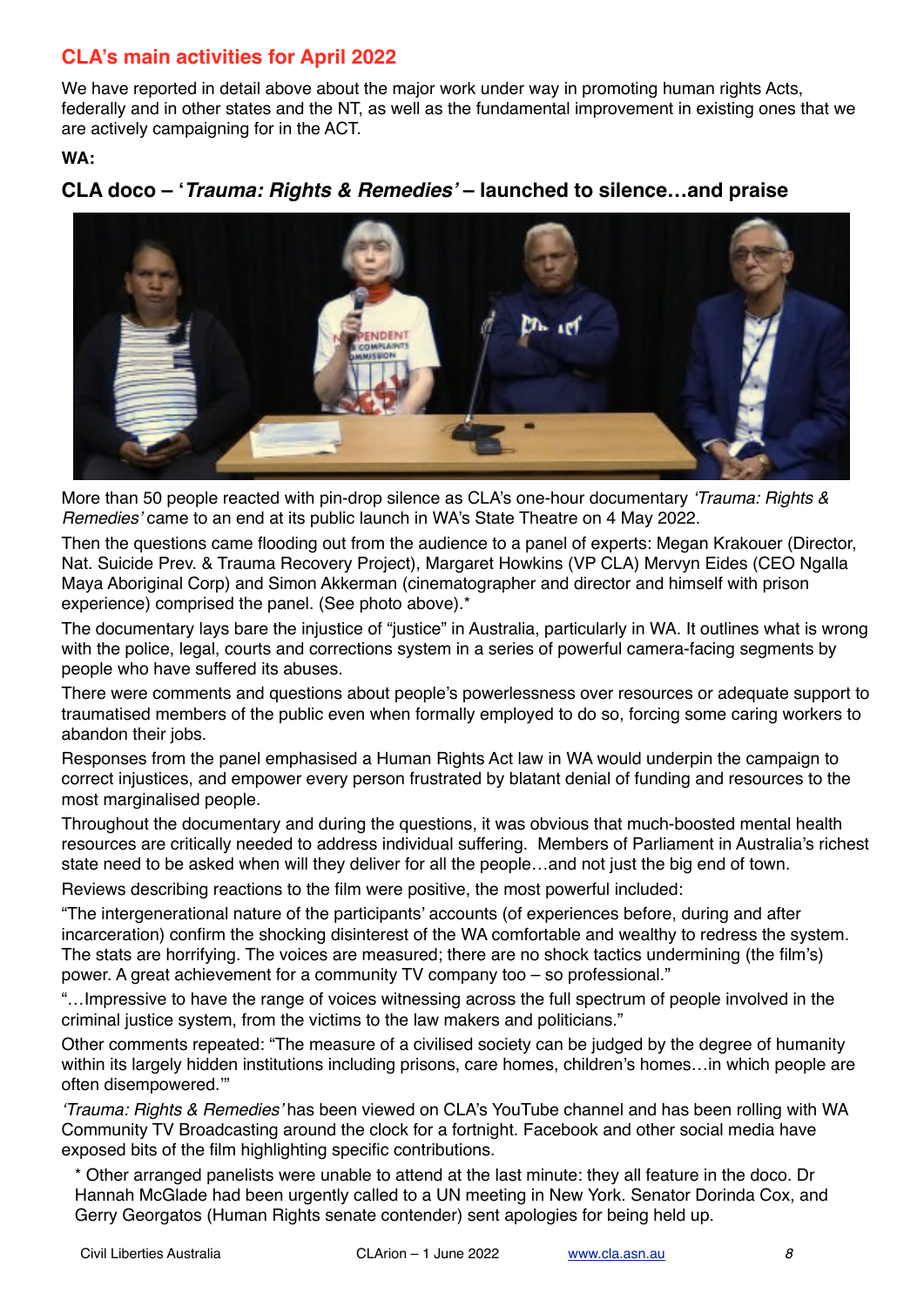## CLA's main activities for April 2022

We have reported in detail above about the major work under way in promoting human rights Acts, federally and in other states and the NT, as well as the fundamental improvement in existing ones that we are actively campaigning for in the ACT.

**WA:**

### CLA doco – '*Trauma: Rights & Remedies*' – launched to silence…and praise

More than 50 people reacted with pin-drop silence as CLA's one-hour documentary *'Trauma: Rights & Remedies'* came to an end at its public launch in WA's State Theatre on 4 May 2022.

Then the questions came flooding out from the audience to a panel of experts: Megan Krakouer (Director, Nat. Suicide Prev. & Trauma Recovery Project), Margaret Howkins (VP CLA) Mervyn Eides (CEO Ngalla Maya Aboriginal Corp) and Simon Akkerman (cinematographer and director and himself with prison experience) comprised the panel. (See photo above).*

The documentary lays bare the injustice of "justice" in Australia, particularly in WA. It outlines what is wrong with the police, legal, courts and corrections system in a series of powerful camera-facing segments by people who have suffered its abuses.

There were comments and questions about people's powerlessness over resources or adequate support to traumatised members of the public even when formally employed to do so, forcing some caring workers to abandon their jobs.

Responses from the panel emphasised a Human Rights Act law in WA would underpin the campaign to correct injustices, and empower every person frustrated by blatant denial of funding and resources to the most marginalised people.

Throughout the documentary and during the questions, it was obvious that much-boosted mental health resources are critically needed to address individual suffering. Members of Parliament in Australia's richest state need to be asked when will they deliver for all the people…and not just the big end of town.

Reviews describing reactions to the film were positive, the most powerful included:

"The intergenerational nature of the participants' accounts (of experiences before, during and after incarceration) confirm the shocking disinterest of the WA comfortable and wealthy to redress the system. The stats are horrifying. The voices are measured; there are no shock tactics undermining (the film's) power. A great achievement for a community TV company too – so professional."

"…Impressive to have the range of voices witnessing across the full spectrum of people involved in the criminal justice system, from the victims to the law makers and politicians."

Other comments repeated: "The measure of a civilised society can be judged by the degree of humanity within its largely hidden institutions including prisons, care homes, children's homes…in which people are often disempowered.'"

*'Trauma: Rights & Remedies'* has been viewed on CLA's YouTube channel and has been rolling with WA Community TV Broadcasting around the clock for a fortnight. Facebook and other social media have exposed bits of the film highlighting specific contributions.

\* Other arranged panelists were unable to attend at the last minute: they all feature in the doco. Dr Hannah McGlade had been urgently called to a UN meeting in New York. Senator Dorinda Cox, and Gerry Georgatos (Human Rights senate contender) sent apologies for being held up.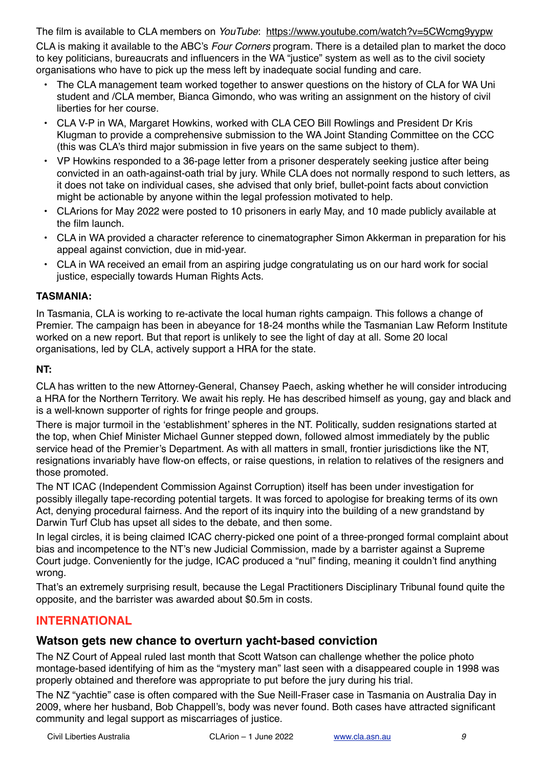The film is available to CLA members on *YouTube*: https://www.youtube.com/watch?v=5CWcmg9yypw

CLA is making it available to the ABC's *Four Corners* program. There is a detailed plan to market the doco to key politicians, bureaucrats and influencers in the WA "justice" system as well as to the civil society organisations who have to pick up the mess left by inadequate social funding and care.

- The CLA management team worked together to answer questions on the history of CLA for WA Uni student and /CLA member, Bianca Gimondo, who was writing an assignment on the history of civil liberties for her course.
- CLA V-P in WA, Margaret Howkins, worked with CLA CEO Bill Rowlings and President Dr Kris Klugman to provide a comprehensive submission to the WA Joint Standing Committee on the CCC (this was CLA's third major submission in five years on the same subject to them).
- VP Howkins responded to a 36-page letter from a prisoner desperately seeking justice after being convicted in an oath-against-oath trial by jury. While CLA does not normally respond to such letters, as it does not take on individual cases, she advised that only brief, bullet-point facts about conviction might be actionable by anyone within the legal profession motivated to help.
- CLArions for May 2022 were posted to 10 prisoners in early May, and 10 made publicly available at the film launch.
- CLA in WA provided a character reference to cinematographer Simon Akkerman in preparation for his appeal against conviction, due in mid-year.
- CLA in WA received an email from an aspiring judge congratulating us on our hard work for social justice, especially towards Human Rights Acts.

**TASMANIA:**

In Tasmania, CLA is working to re-activate the local human rights campaign. This follows a change of Premier. The campaign has been in abeyance for 18-24 months while the Tasmanian Law Reform Institute worked on a new report. But that report is unlikely to see the light of day at all. Some 20 local organisations, led by CLA, actively support a HRA for the state.

**NT:**

CLA has written to the new Attorney-General, Chansey Paech, asking whether he will consider introducing a HRA for the Northern Territory. We await his reply. He has described himself as young, gay and black and is a well-known supporter of rights for fringe people and groups.

There is major turmoil in the 'establishment' spheres in the NT. Politically, sudden resignations started at the top, when Chief Minister Michael Gunner stepped down, followed almost immediately by the public service head of the Premier's Department. As with all matters in small, frontier jurisdictions like the NT, resignations invariably have flow-on effects, or raise questions, in relation to relatives of the resigners and those promoted.

The NT ICAC (Independent Commission Against Corruption) itself has been under investigation for possibly illegally tape-recording potential targets. It was forced to apologise for breaking terms of its own Act, denying procedural fairness. And the report of its inquiry into the building of a new grandstand by Darwin Turf Club has upset all sides to the debate, and then some.

In legal circles, it is being claimed ICAC cherry-picked one point of a three-pronged formal complaint about bias and incompetence to the NT's new Judicial Commission, made by a barrister against a Supreme Court judge. Conveniently for the judge, ICAC produced a "nul" finding, meaning it couldn't find anything wrong.

That's an extremely surprising result, because the Legal Practitioners Disciplinary Tribunal found quite the opposite, and the barrister was awarded about $0.5m in costs.

## INTERNATIONAL

### Watson gets new chance to overturn yacht-based conviction

The NZ Court of Appeal ruled last month that Scott Watson can challenge whether the police photo montage-based identifying of him as the "mystery man" last seen with a disappeared couple in 1998 was properly obtained and therefore was appropriate to put before the jury during his trial.

The NZ "yachtie" case is often compared with the Sue Neill-Fraser case in Tasmania on Australia Day in 2009, where her husband, Bob Chappell's, body was never found. Both cases have attracted significant community and legal support as miscarriages of justice.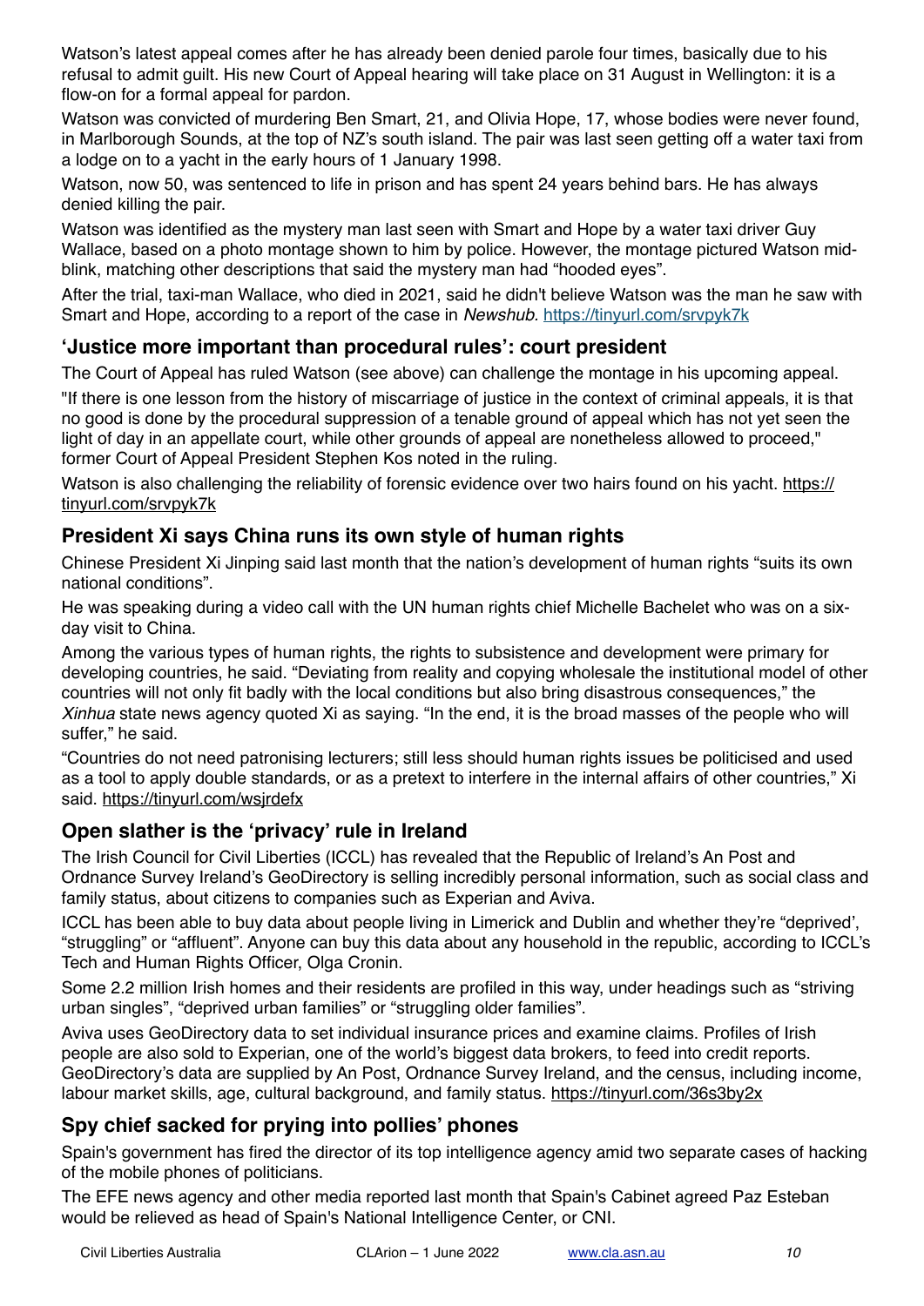Watson's latest appeal comes after he has already been denied parole four times, basically due to his refusal to admit guilt. His new Court of Appeal hearing will take place on 31 August in Wellington: it is a flow-on for a formal appeal for pardon.

Watson was convicted of murdering Ben Smart, 21, and Olivia Hope, 17, whose bodies were never found, in Marlborough Sounds, at the top of NZ's south island. The pair was last seen getting off a water taxi from a lodge on to a yacht in the early hours of 1 January 1998.

Watson, now 50, was sentenced to life in prison and has spent 24 years behind bars. He has always denied killing the pair.

Watson was identified as the mystery man last seen with Smart and Hope by a water taxi driver Guy Wallace, based on a photo montage shown to him by police. However, the montage pictured Watson mid-blink, matching other descriptions that said the mystery man had "hooded eyes".

After the trial, taxi-man Wallace, who died in 2021, said he didn't believe Watson was the man he saw with Smart and Hope, according to a report of the case in *Newshub*. https://tinyurl.com/srvpyk7k

## 'Justice more important than procedural rules': court president

The Court of Appeal has ruled Watson (see above) can challenge the montage in his upcoming appeal.

"If there is one lesson from the history of miscarriage of justice in the context of criminal appeals, it is that no good is done by the procedural suppression of a tenable ground of appeal which has not yet seen the light of day in an appellate court, while other grounds of appeal are nonetheless allowed to proceed," former Court of Appeal President Stephen Kos noted in the ruling.

Watson is also challenging the reliability of forensic evidence over two hairs found on his yacht. https://tinyurl.com/srvpyk7k

## President Xi says China runs its own style of human rights

Chinese President Xi Jinping said last month that the nation's development of human rights "suits its own national conditions".

He was speaking during a video call with the UN human rights chief Michelle Bachelet who was on a six-day visit to China.

Among the various types of human rights, the rights to subsistence and development were primary for developing countries, he said. "Deviating from reality and copying wholesale the institutional model of other countries will not only fit badly with the local conditions but also bring disastrous consequences," the *Xinhua* state news agency quoted Xi as saying. "In the end, it is the broad masses of the people who will suffer," he said.

"Countries do not need patronising lecturers; still less should human rights issues be politicised and used as a tool to apply double standards, or as a pretext to interfere in the internal affairs of other countries," Xi said. https://tinyurl.com/wsjrdefx

## Open slather is the 'privacy' rule in Ireland

The Irish Council for Civil Liberties (ICCL) has revealed that the Republic of Ireland's An Post and Ordnance Survey Ireland's GeoDirectory is selling incredibly personal information, such as social class and family status, about citizens to companies such as Experian and Aviva.

ICCL has been able to buy data about people living in Limerick and Dublin and whether they're "deprived', "struggling" or "affluent". Anyone can buy this data about any household in the republic, according to ICCL's Tech and Human Rights Officer, Olga Cronin.

Some 2.2 million Irish homes and their residents are profiled in this way, under headings such as "striving urban singles", "deprived urban families" or "struggling older families".

Aviva uses GeoDirectory data to set individual insurance prices and examine claims. Profiles of Irish people are also sold to Experian, one of the world's biggest data brokers, to feed into credit reports. GeoDirectory's data are supplied by An Post, Ordnance Survey Ireland, and the census, including income, labour market skills, age, cultural background, and family status. https://tinyurl.com/36s3by2x

## Spy chief sacked for prying into pollies' phones

Spain's government has fired the director of its top intelligence agency amid two separate cases of hacking of the mobile phones of politicians.

The EFE news agency and other media reported last month that Spain's Cabinet agreed Paz Esteban would be relieved as head of Spain's National Intelligence Center, or CNI.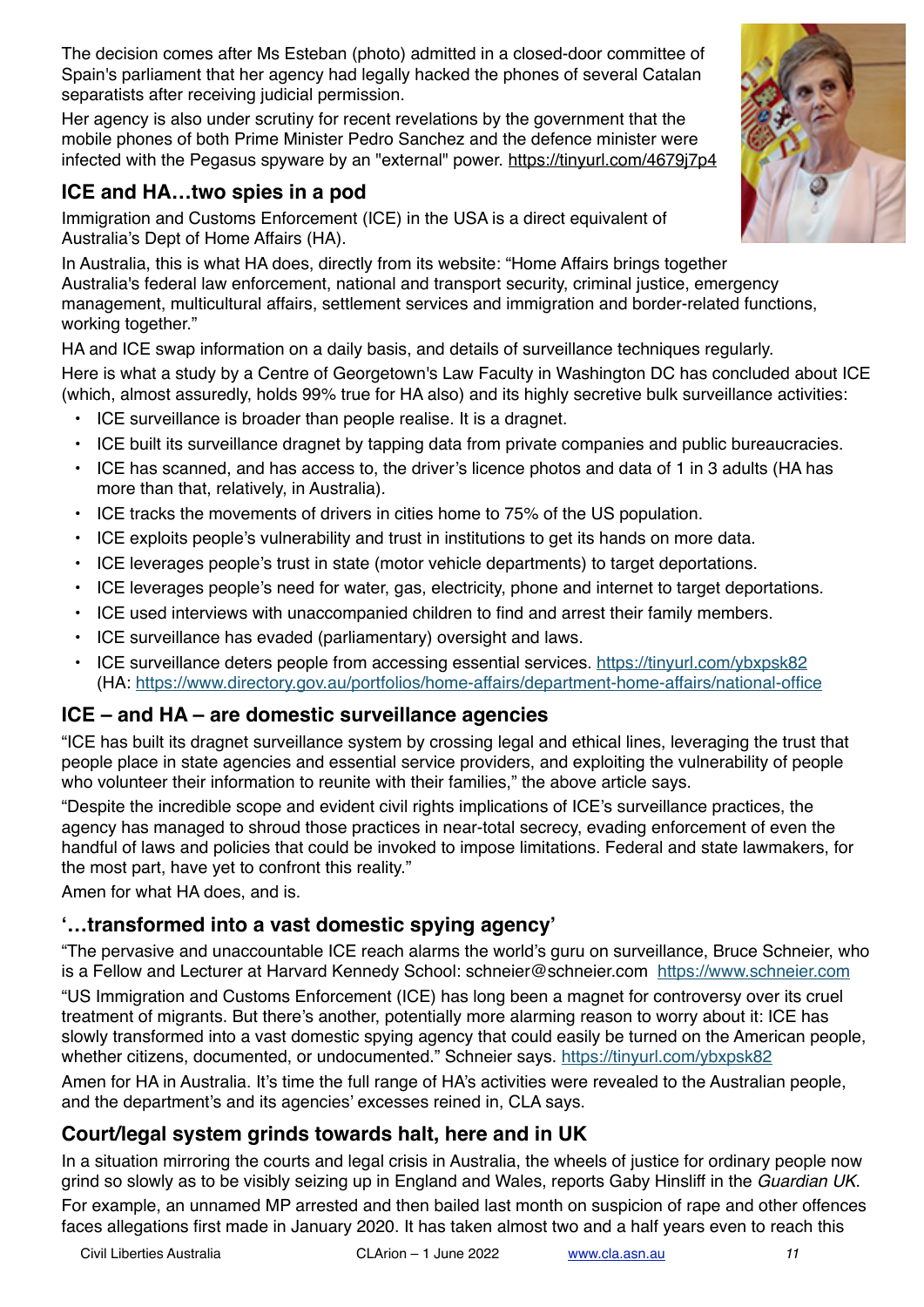The decision comes after Ms Esteban (photo) admitted in a closed-door committee of Spain's parliament that her agency had legally hacked the phones of several Catalan separatists after receiving judicial permission.

Her agency is also under scrutiny for recent revelations by the government that the mobile phones of both Prime Minister Pedro Sanchez and the defence minister were infected with the Pegasus spyware by an "external" power. https://tinyurl.com/4679j7p4

## ICE and HA…two spies in a pod

Immigration and Customs Enforcement (ICE) in the USA is a direct equivalent of Australia's Dept of Home Affairs (HA).

In Australia, this is what HA does, directly from its website: "Home Affairs brings together Australia's federal law enforcement, national and transport security, criminal justice, emergency management, multicultural affairs, settlement services and immigration and border-related functions, working together."

HA and ICE swap information on a daily basis, and details of surveillance techniques regularly.

Here is what a study by a Centre of Georgetown's Law Faculty in Washington DC has concluded about ICE (which, almost assuredly, holds 99% true for HA also) and its highly secretive bulk surveillance activities:

- ICE surveillance is broader than people realise. It is a dragnet.
- ICE built its surveillance dragnet by tapping data from private companies and public bureaucracies.
- ICE has scanned, and has access to, the driver's licence photos and data of 1 in 3 adults (HA has more than that, relatively, in Australia).
- ICE tracks the movements of drivers in cities home to 75% of the US population.
- ICE exploits people's vulnerability and trust in institutions to get its hands on more data.
- ICE leverages people's trust in state (motor vehicle departments) to target deportations.
- ICE leverages people's need for water, gas, electricity, phone and internet to target deportations.
- ICE used interviews with unaccompanied children to find and arrest their family members.
- ICE surveillance has evaded (parliamentary) oversight and laws.
- ICE surveillance deters people from accessing essential services. https://tinyurl.com/ybxpsk82 (HA: https://www.directory.gov.au/portfolios/home-affairs/department-home-affairs/national-office

## ICE – and HA – are domestic surveillance agencies

"ICE has built its dragnet surveillance system by crossing legal and ethical lines, leveraging the trust that people place in state agencies and essential service providers, and exploiting the vulnerability of people who volunteer their information to reunite with their families," the above article says.

"Despite the incredible scope and evident civil rights implications of ICE's surveillance practices, the agency has managed to shroud those practices in near-total secrecy, evading enforcement of even the handful of laws and policies that could be invoked to impose limitations. Federal and state lawmakers, for the most part, have yet to confront this reality."

Amen for what HA does, and is.

## '…transformed into a vast domestic spying agency'

"The pervasive and unaccountable ICE reach alarms the world's guru on surveillance, Bruce Schneier, who is a Fellow and Lecturer at Harvard Kennedy School: schneier@schneier.com https://www.schneier.com

"US Immigration and Customs Enforcement (ICE) has long been a magnet for controversy over its cruel treatment of migrants. But there's another, potentially more alarming reason to worry about it: ICE has slowly transformed into a vast domestic spying agency that could easily be turned on the American people, whether citizens, documented, or undocumented." Schneier says. https://tinyurl.com/ybxpsk82

Amen for HA in Australia. It's time the full range of HA's activities were revealed to the Australian people, and the department's and its agencies' excesses reined in, CLA says.

## Court/legal system grinds towards halt, here and in UK

In a situation mirroring the courts and legal crisis in Australia, the wheels of justice for ordinary people now grind so slowly as to be visibly seizing up in England and Wales, reports Gaby Hinsliff in the *Guardian UK*.

For example, an unnamed MP arrested and then bailed last month on suspicion of rape and other offences faces allegations first made in January 2020. It has taken almost two and a half years even to reach this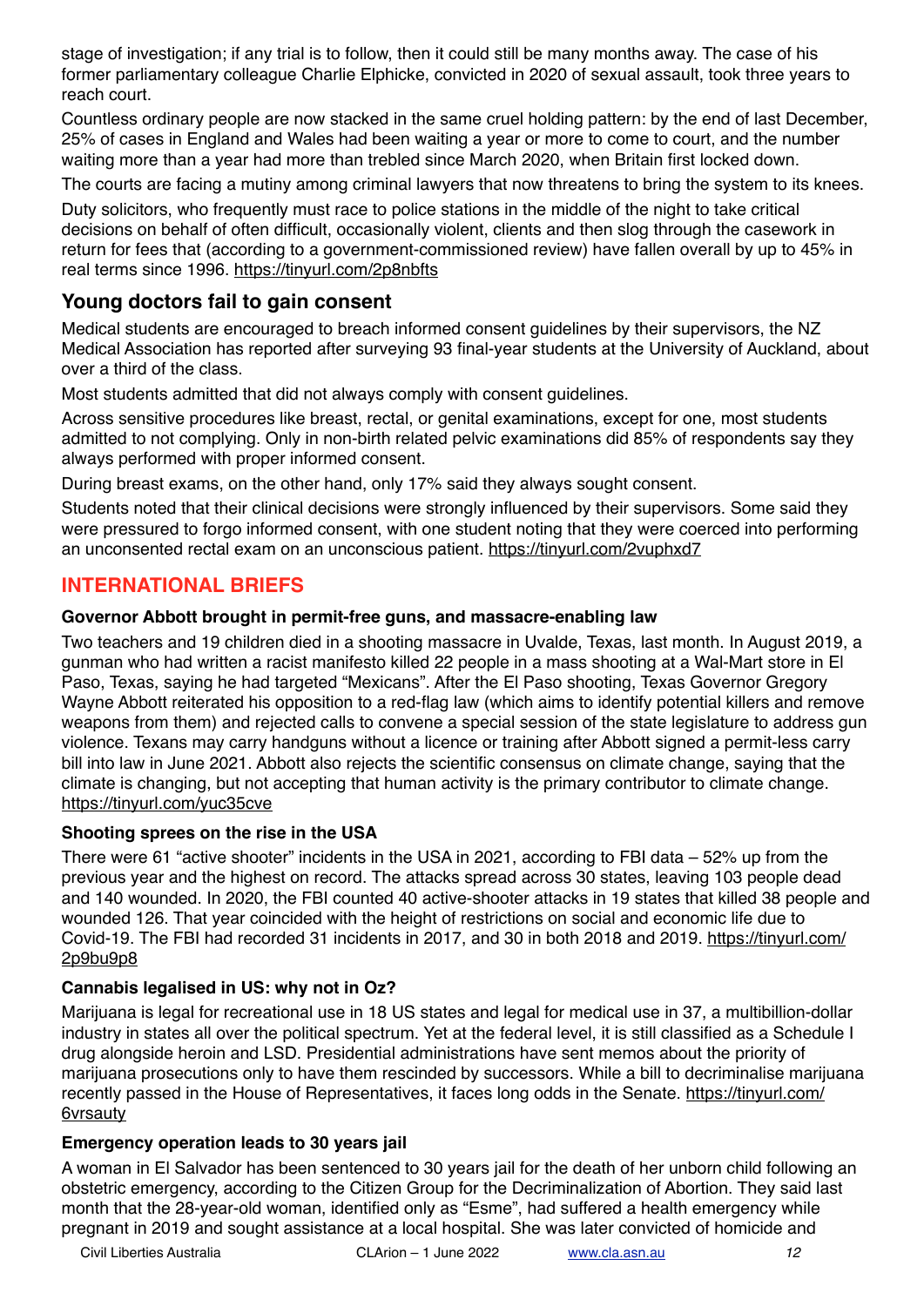stage of investigation; if any trial is to follow, then it could still be many months away. The case of his former parliamentary colleague Charlie Elphicke, convicted in 2020 of sexual assault, took three years to reach court.

Countless ordinary people are now stacked in the same cruel holding pattern: by the end of last December, 25% of cases in England and Wales had been waiting a year or more to come to court, and the number waiting more than a year had more than trebled since March 2020, when Britain first locked down.

The courts are facing a mutiny among criminal lawyers that now threatens to bring the system to its knees.

Duty solicitors, who frequently must race to police stations in the middle of the night to take critical decisions on behalf of often difficult, occasionally violent, clients and then slog through the casework in return for fees that (according to a government-commissioned review) have fallen overall by up to 45% in real terms since 1996. https://tinyurl.com/2p8nbfts

## Young doctors fail to gain consent

Medical students are encouraged to breach informed consent guidelines by their supervisors, the NZ Medical Association has reported after surveying 93 final-year students at the University of Auckland, about over a third of the class.

Most students admitted that did not always comply with consent guidelines.

Across sensitive procedures like breast, rectal, or genital examinations, except for one, most students admitted to not complying. Only in non-birth related pelvic examinations did 85% of respondents say they always performed with proper informed consent.

During breast exams, on the other hand, only 17% said they always sought consent.

Students noted that their clinical decisions were strongly influenced by their supervisors. Some said they were pressured to forgo informed consent, with one student noting that they were coerced into performing an unconsented rectal exam on an unconscious patient. https://tinyurl.com/2vuphxd7

## INTERNATIONAL BRIEFS

### Governor Abbott brought in permit-free guns, and massacre-enabling law

Two teachers and 19 children died in a shooting massacre in Uvalde, Texas, last month. In August 2019, a gunman who had written a racist manifesto killed 22 people in a mass shooting at a Wal-Mart store in El Paso, Texas, saying he had targeted "Mexicans". After the El Paso shooting, Texas Governor Gregory Wayne Abbott reiterated his opposition to a red-flag law (which aims to identify potential killers and remove weapons from them) and rejected calls to convene a special session of the state legislature to address gun violence. Texans may carry handguns without a licence or training after Abbott signed a permit-less carry bill into law in June 2021. Abbott also rejects the scientific consensus on climate change, saying that the climate is changing, but not accepting that human activity is the primary contributor to climate change. https://tinyurl.com/yuc35cve

### Shooting sprees on the rise in the USA

There were 61 "active shooter" incidents in the USA in 2021, according to FBI data – 52% up from the previous year and the highest on record. The attacks spread across 30 states, leaving 103 people dead and 140 wounded. In 2020, the FBI counted 40 active-shooter attacks in 19 states that killed 38 people and wounded 126. That year coincided with the height of restrictions on social and economic life due to Covid-19. The FBI had recorded 31 incidents in 2017, and 30 in both 2018 and 2019. https://tinyurl.com/2p9bu9p8

### Cannabis legalised in US: why not in Oz?

Marijuana is legal for recreational use in 18 US states and legal for medical use in 37, a multibillion-dollar industry in states all over the political spectrum. Yet at the federal level, it is still classified as a Schedule I drug alongside heroin and LSD. Presidential administrations have sent memos about the priority of marijuana prosecutions only to have them rescinded by successors. While a bill to decriminalise marijuana recently passed in the House of Representatives, it faces long odds in the Senate. https://tinyurl.com/6vrsauty

### Emergency operation leads to 30 years jail

A woman in El Salvador has been sentenced to 30 years jail for the death of her unborn child following an obstetric emergency, according to the Citizen Group for the Decriminalization of Abortion. They said last month that the 28-year-old woman, identified only as "Esme", had suffered a health emergency while pregnant in 2019 and sought assistance at a local hospital. She was later convicted of homicide and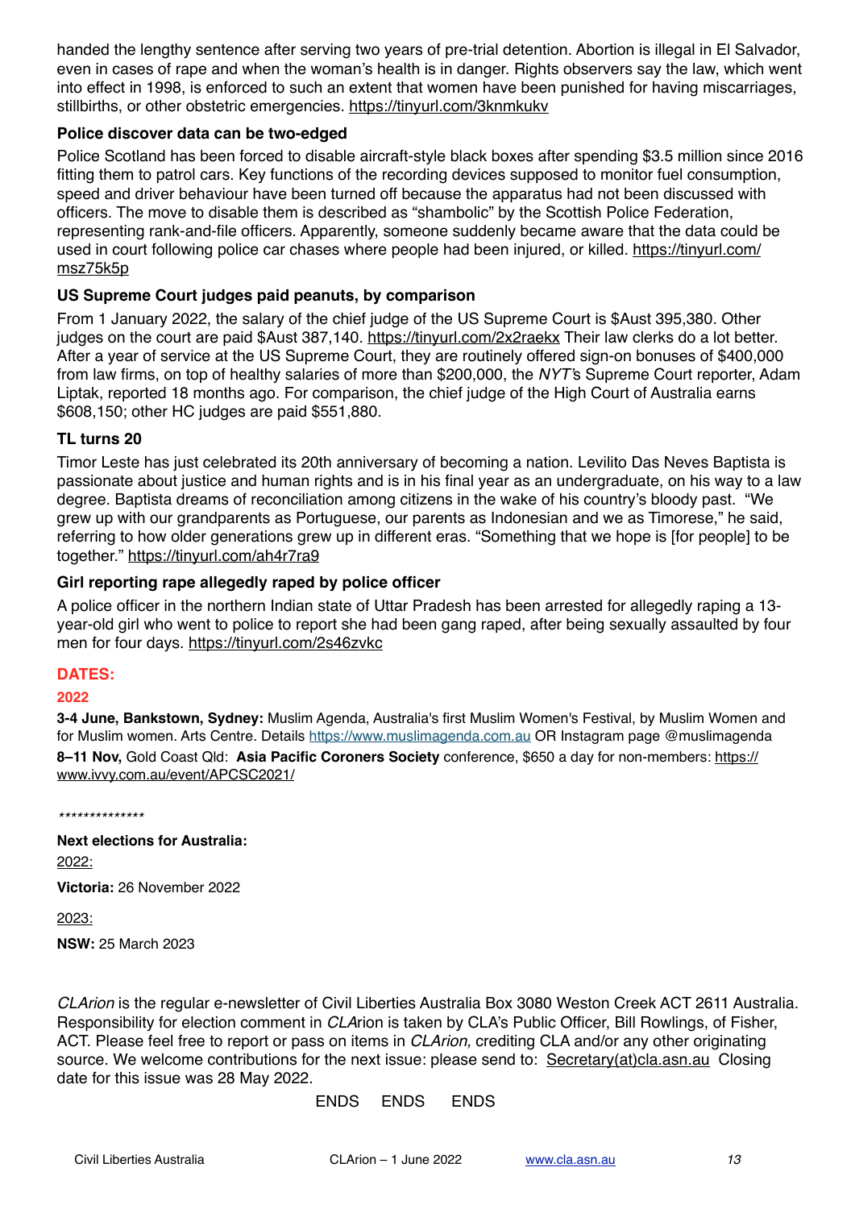handed the lengthy sentence after serving two years of pre-trial detention. Abortion is illegal in El Salvador, even in cases of rape and when the woman's health is in danger. Rights observers say the law, which went into effect in 1998, is enforced to such an extent that women have been punished for having miscarriages, stillbirths, or other obstetric emergencies. https://tinyurl.com/3knmkukv

**Police discover data can be two-edged**

Police Scotland has been forced to disable aircraft-style black boxes after spending $3.5 million since 2016 fitting them to patrol cars. Key functions of the recording devices supposed to monitor fuel consumption, speed and driver behaviour have been turned off because the apparatus had not been discussed with officers. The move to disable them is described as "shambolic" by the Scottish Police Federation, representing rank-and-file officers. Apparently, someone suddenly became aware that the data could be used in court following police car chases where people had been injured, or killed. https://tinyurl.com/msz75k5p

**US Supreme Court judges paid peanuts, by comparison**

From 1 January 2022, the salary of the chief judge of the US Supreme Court is $Aust 395,380. Other judges on the court are paid $Aust 387,140. https://tinyurl.com/2x2raekx Their law clerks do a lot better. After a year of service at the US Supreme Court, they are routinely offered sign-on bonuses of $400,000 from law firms, on top of healthy salaries of more than $200,000, the *NYT*'s Supreme Court reporter, Adam Liptak, reported 18 months ago. For comparison, the chief judge of the High Court of Australia earns $608,150; other HC judges are paid $551,880.

**TL turns 20**

Timor Leste has just celebrated its 20th anniversary of becoming a nation. Levilito Das Neves Baptista is passionate about justice and human rights and is in his final year as an undergraduate, on his way to a law degree. Baptista dreams of reconciliation among citizens in the wake of his country's bloody past. "We grew up with our grandparents as Portuguese, our parents as Indonesian and we as Timorese," he said, referring to how older generations grew up in different eras. "Something that we hope is [for people] to be together." https://tinyurl.com/ah4r7ra9

**Girl reporting rape allegedly raped by police officer**

A police officer in the northern Indian state of Uttar Pradesh has been arrested for allegedly raping a 13-year-old girl who went to police to report she had been gang raped, after being sexually assaulted by four men for four days. https://tinyurl.com/2s46zvkc

## DATES:

### 2022

**3-4 June, Bankstown, Sydney:** Muslim Agenda, Australia's first Muslim Women's Festival, by Muslim Women and for Muslim women. Arts Centre. Details https://www.muslimagenda.com.au OR Instagram page @muslimagenda

**8–11 Nov,** Gold Coast Qld: **Asia Pacific Coroners Society** conference, $650 a day for non-members: https://www.ivvy.com.au/event/APCSC2021/

**************

**Next elections for Australia:**

2022:

**Victoria:** 26 November 2022

2023:

**NSW:** 25 March 2023

*CLArion* is the regular e-newsletter of Civil Liberties Australia Box 3080 Weston Creek ACT 2611 Australia. Responsibility for election comment in *CLA*rion is taken by CLA's Public Officer, Bill Rowlings, of Fisher, ACT. Please feel free to report or pass on items in *CLArion,* crediting CLA and/or any other originating source. We welcome contributions for the next issue: please send to: Secretary(at)cla.asn.au Closing date for this issue was 28 May 2022.

ENDS ENDS ENDS